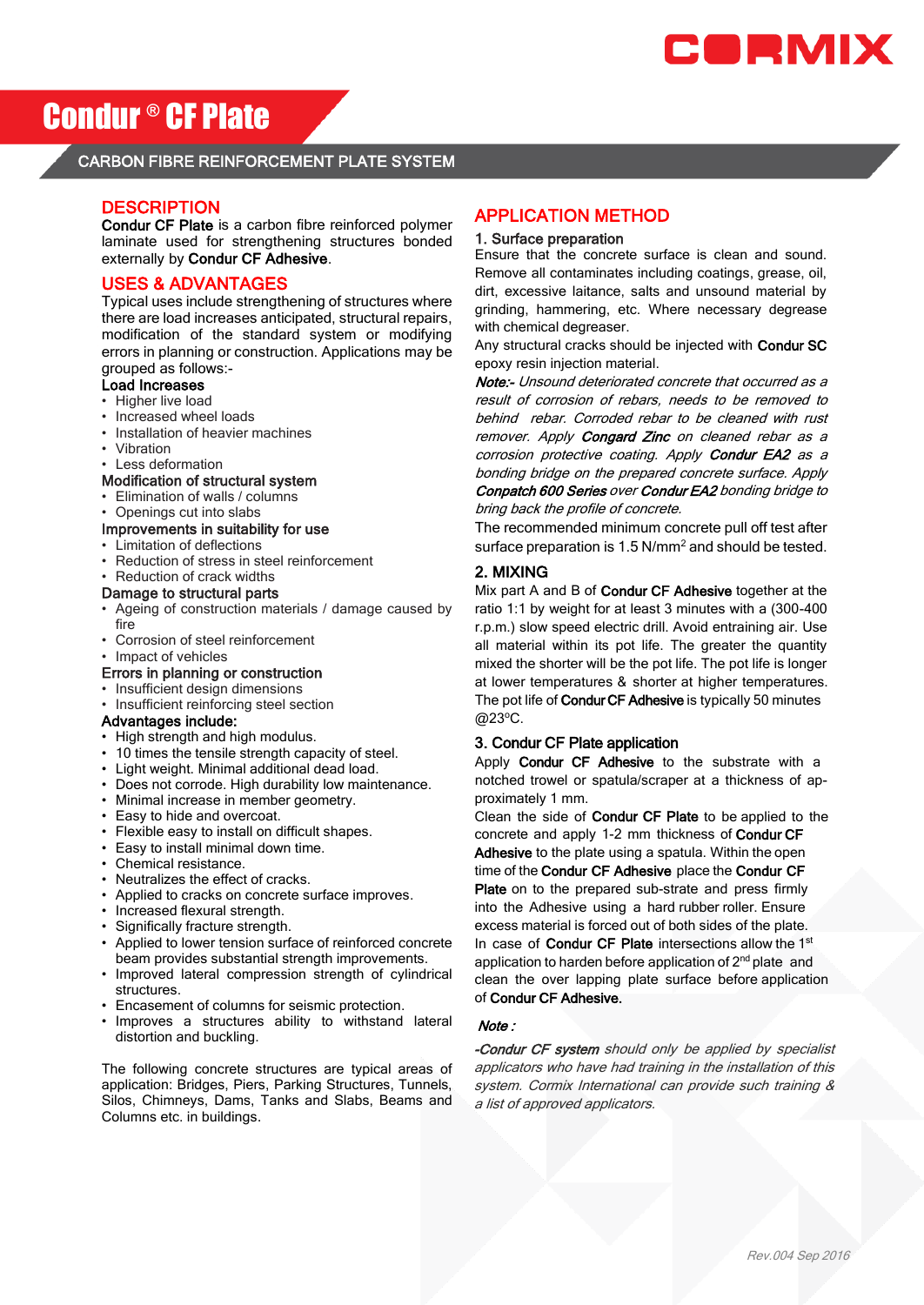# Condur ® CF Plate

CARBON FIBRE REINFORCEMENT PLATE SYSTEM

## DESCRIPTION

**Condur CF Plate** is a carbon fibre reinforced polymer laminate used for strengthening structures bonded externally by **Condur CF Adhesive**.

## USES & ADVANTAGES

Typical uses include strengthening of structures where there are load increases anticipated, structural repairs, modification of the standard system or modifying errors in planning or construction. Applications may be grouped as follows:-

**Load Increases**

- Higher live load
- Increased wheel loads
- Installation of heavier machines
- Vibration
- Less deformation

**Modification of structural system**

- Elimination of walls / columns
- Openings cut into slabs

**Improvements in suitability for use**

- Limitation of deflections
- Reduction of stress in steel reinforcement
- Reduction of crack widths

**Damage to structural parts**

- Ageing of construction materials / damage caused by fire
- Corrosion of steel reinforcement
- Impact of vehicles

**Errors in planning or construction**

- Insufficient design dimensions
- Insufficient reinforcing steel section

**Advantages include:**

- High strength and high modulus.
- 10 times the tensile strength capacity of steel.
- Light weight. Minimal additional dead load.
- Does not corrode. High durability low maintenance.
- Minimal increase in member geometry.
- Easy to hide and overcoat.
- Flexible easy to install on difficult shapes.
- Easy to install minimal down time.
- Chemical resistance.
- Neutralizes the effect of cracks.
- Applied to cracks on concrete surface improves.
- Increased flexural strength.
- Significally fracture strength.
- Applied to lower tension surface of reinforced concrete beam provides substantial strength improvements.
- Improved lateral compression strength of cylindrical structures.
- Encasement of columns for seismic protection.
- Improves a structures ability to withstand lateral distortion and buckling.

The following concrete structures are typical areas of application: Bridges, Piers, Parking Structures, Tunnels, Silos, Chimneys, Dams, Tanks and Slabs, Beams and Columns etc. in buildings.

## APPLICATION METHOD

### 1. Surface preparation

Ensure that the concrete surface is clean and sound. Remove all contaminates including coatings, grease, oil, dirt, excessive laitance, salts and unsound material by grinding, hammering, etc. Where necessary degrease with chemical degreaser.

Any structural cracks should be injected with **Condur SC** epoxy resin injection material.

*Note:- Unsound deteriorated concrete that occurred as a result of corrosion of rebars, needs to be removed to behind rebar. Corroded rebar to be cleaned with rust remover. Apply **Congard Zinc** on cleaned rebar as a corrosion protective coating. Apply **Condur EA2** as a bonding bridge on the prepared concrete surface. Apply **Conpatch 600 Series** over **Condur EA2** bonding bridge to bring back the profile of concrete.*

The recommended minimum concrete pull off test after surface preparation is 1.5 $N/mm^2$ and should be tested.

### 2. MIXING

Mix part A and B of **Condur CF Adhesive** together at the ratio 1:1 by weight for at least 3 minutes with a (300-400 r.p.m.) slow speed electric drill. Avoid entraining air. Use all material within its pot life. The greater the quantity mixed the shorter will be the pot life. The pot life is longer at lower temperatures & shorter at higher temperatures. The pot life of **Condur CF Adhesive** is typically 50 minutes @23°C.

### 3. Condur CF Plate application

Apply **Condur CF Adhesive** to the substrate with a notched trowel or spatula/scraper at a thickness of approximately 1 mm.

Clean the side of **Condur CF Plate** to be applied to the concrete and apply 1-2 mm thickness of **Condur CF Adhesive** to the plate using a spatula. Within the open time of the **Condur CF Adhesive** place the **Condur CF Plate** on to the prepared sub-strate and press firmly into the Adhesive using a hard rubber roller. Ensure excess material is forced out of both sides of the plate.

In case of **Condur CF Plate** intersections allow the 1st application to harden before application of 2nd plate and clean the over lapping plate surface before application of **Condur CF Adhesive.**

***Note :***

*-**Condur CF system** should only be applied by specialist applicators who have had training in the installation of this system. Cormix International can provide such training & a list of approved applicators.*

*Rev.004 Sep 2016*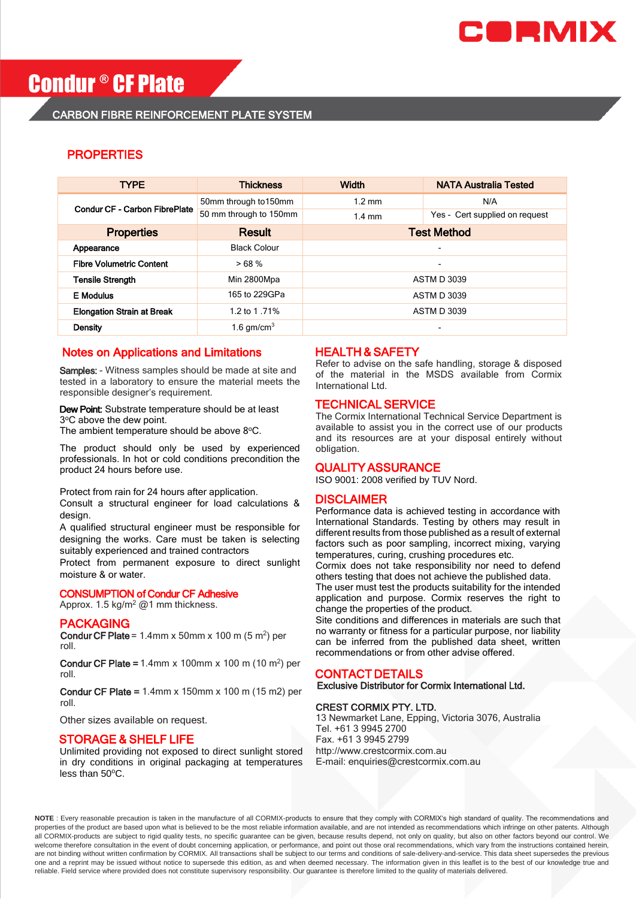# Condur ® CF Plate

CARBON FIBRE REINFORCEMENT PLATE SYSTEM

## PROPERTIES

| TYPE | Thickness | Width | NATA Australia Tested |
|---|---|---|---|
| Condur CF - Carbon FibrePlate | 50mm through to150mm | 1.2 mm | N/A |
| | 50 mm through to 150mm | 1.4 mm | Yes - Cert supplied on request |
| **Properties** | **Result** | **Test Method** | |
| Appearance | Black Colour | - | |
| Fibre Volumetric Content | > 68 % | - | |
| Tensile Strength | Min 2800Mpa | ASTM D 3039 | |
| E Modulus | 165 to 229GPa | ASTM D 3039 | |
| Elongation Strain at Break | 1.2 to 1 .71% | ASTM D 3039 | |
| Density | 1.6 gm/cm$^3$ | - | |

## Notes on Applications and Limitations

**Samples:** - Witness samples should be made at site and tested in a laboratory to ensure the material meets the responsible designer's requirement.

**Dew Point:** Substrate temperature should be at least 3°C above the dew point.
The ambient temperature should be above 8°C.

The product should only be used by experienced professionals. In hot or cold conditions precondition the product 24 hours before use.

Protect from rain for 24 hours after application.
Consult a structural engineer for load calculations & design.
A qualified structural engineer must be responsible for designing the works. Care must be taken is selecting suitably experienced and trained contractors
Protect from permanent exposure to direct sunlight moisture & or water.

## CONSUMPTION of Condur CF Adhesive

Approx. 1.5 kg/m$^2$ @1 mm thickness.

## PACKAGING

**Condur CF Plate** = 1.4mm x 50mm x 100 m (5 m$^2$) per roll.

**Condur CF Plate =** 1.4mm x 100mm x 100 m (10 m$^2$) per roll.

**Condur CF Plate =** 1.4mm x 150mm x 100 m (15 m2) per roll.

Other sizes available on request.

## STORAGE & SHELF LIFE

Unlimited providing not exposed to direct sunlight stored in dry conditions in original packaging at temperatures less than 50°C.

## HEALTH & SAFETY

Refer to advise on the safe handling, storage & disposed of the material in the MSDS available from Cormix International Ltd.

## TECHNICAL SERVICE

The Cormix International Technical Service Department is available to assist you in the correct use of our products and its resources are at your disposal entirely without obligation.

## QUALITY ASSURANCE

ISO 9001: 2008 verified by TUV Nord.

## DISCLAIMER

Performance data is achieved testing in accordance with International Standards. Testing by others may result in different results from those published as a result of external factors such as poor sampling, incorrect mixing, varying temperatures, curing, crushing procedures etc.
Cormix does not take responsibility nor need to defend others testing that does not achieve the published data.
The user must test the products suitability for the intended application and purpose. Cormix reserves the right to change the properties of the product.
Site conditions and differences in materials are such that no warranty or fitness for a particular purpose, nor liability can be inferred from the published data sheet, written recommendations or from other advise offered.

## CONTACT DETAILS

**Exclusive Distributor for Cormix International Ltd.**

**CREST CORMIX PTY. LTD.**
13 Newmarket Lane, Epping, Victoria 3076, Australia
Tel. +61 3 9945 2700
Fax. +61 3 9945 2799
http://www.crestcormix.com.au
E-mail: enquiries@crestcormix.com.au

**NOTE** : Every reasonable precaution is taken in the manufacture of all CORMIX-products to ensure that they comply with CORMIX's high standard of quality. The recommendations and properties of the product are based upon what is believed to be the most reliable information available, and are not intended as recommendations which infringe on other patents. Although all CORMIX-products are subject to rigid quality tests, no specific guarantee can be given, because results depend, not only on quality, but also on other factors beyond our control. We welcome therefore consultation in the event of doubt concerning application, or performance, and point out those oral recommendations, which vary from the instructions contained herein, are not binding without written confirmation by CORMIX. All transactions shall be subject to our terms and conditions of sale-delivery-and-service. This data sheet supersedes the previous one and a reprint may be issued without notice to supersede this edition, as and when deemed necessary. The information given in this leaflet is to the best of our knowledge true and reliable. Field service where provided does not constitute supervisory responsibility. Our guarantee is therefore limited to the quality of materials delivered.